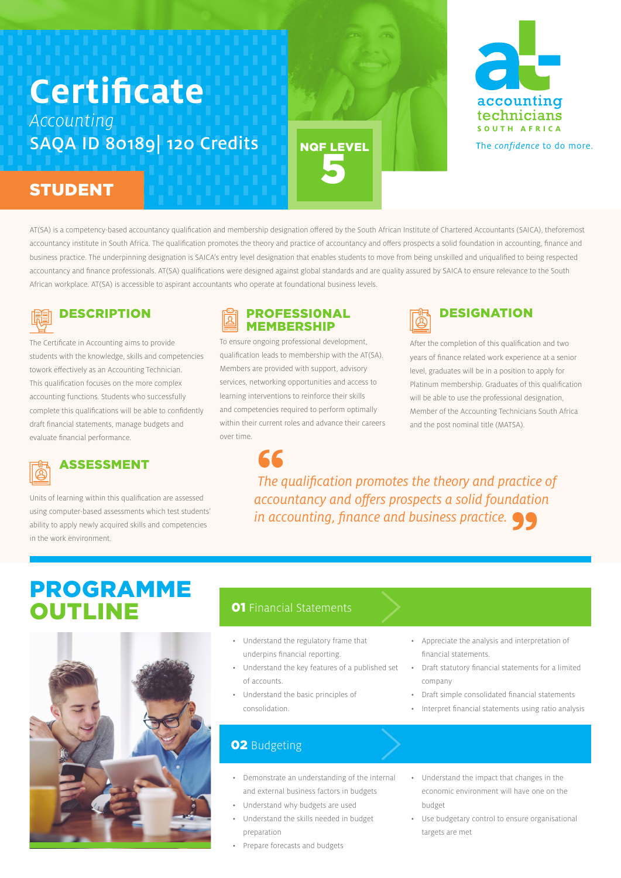# Certificate

*Accounting*

SAQA ID 80189| 120 Credits

**STUDENT**

NQF LEVEL **5**

accounting technicians SOUTH AFRICA

The *confidence* to do more.

AT(SA) is a competency-based accountancy qualification and membership designation offered by the South African Institute of Chartered Accountants (SAICA), theforemost accountancy institute in South Africa. The qualification promotes the theory and practice of accountancy and offers prospects a solid foundation in accounting, finance and business practice. The underpinning designation is SAICA's entry level designation that enables students to move from being unskilled and unqualified to being respected accountancy and finance professionals. AT(SA) qualifications were designed against global standards and are quality assured by SAICA to ensure relevance to the South African workplace. AT(SA) is accessible to aspirant accountants who operate at foundational business levels.

## DESCRIPTION

The Certificate in Accounting aims to provide students with the knowledge, skills and competencies towork effectively as an Accounting Technician. This qualification focuses on the more complex accounting functions. Students who successfully complete this qualifications will be able to confidently draft financial statements, manage budgets and evaluate financial performance.

## PROFESSIONAL MEMBERSHIP

To ensure ongoing professional development, qualification leads to membership with the AT(SA). Members are provided with support, advisory services, networking opportunities and access to learning interventions to reinforce their skills and competencies required to perform optimally within their current roles and advance their careers over time.

## DESIGNATION

After the completion of this qualification and two years of finance related work experience at a senior level, graduates will be in a position to apply for Platinum membership. Graduates of this qualification will be able to use the professional designation, Member of the Accounting Technicians South Africa and the post nominal title (MATSA).

## ASSESSMENT

Units of learning within this qualification are assessed using computer-based assessments which test students' ability to apply newly acquired skills and competencies in the work environment.

> *"The qualification promotes the theory and practice of accountancy and offers prospects a solid foundation in accounting, finance and business practice."*

# PROGRAMME OUTLINE

### 01 Financial Statements

- Understand the regulatory frame that underpins financial reporting.
- Understand the key features of a published set of accounts.
- Understand the basic principles of consolidation.
- Appreciate the analysis and interpretation of financial statements.
- Draft statutory financial statements for a limited company
- Draft simple consolidated financial statements
- Interpret financial statements using ratio analysis

### 02 Budgeting

- Demonstrate an understanding of the internal and external business factors in budgets
- Understand why budgets are used
- Understand the skills needed in budget preparation
- Prepare forecasts and budgets
- Understand the impact that changes in the economic environment will have one on the budget
- Use budgetary control to ensure organisational targets are met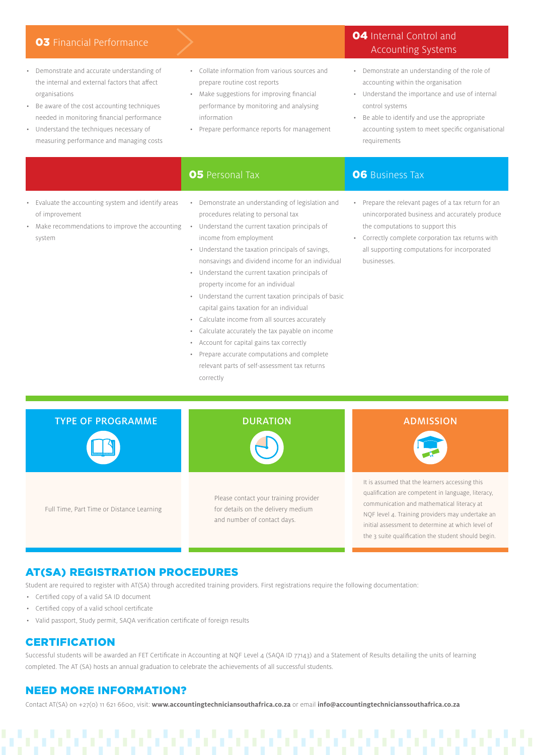## 03 Financial Performance

- Demonstrate and accurate understanding of the internal and external factors that affect organisations
- Be aware of the cost accounting techniques needed in monitoring financial performance
- Understand the techniques necessary of measuring performance and managing costs
- Collate information from various sources and prepare routine cost reports
- Make suggestions for improving financial performance by monitoring and analysing information
- Prepare performance reports for management

## 04 Internal Control and Accounting Systems

- Demonstrate an understanding of the role of accounting within the organisation
- Understand the importance and use of internal control systems
- Be able to identify and use the appropriate accounting system to meet specific organisational requirements
- Evaluate the accounting system and identify areas of improvement
- Make recommendations to improve the accounting system

## 05 Personal Tax

- Demonstrate an understanding of legislation and procedures relating to personal tax
- Understand the current taxation principals of income from employment
- Understand the taxation principals of savings, nonsavings and dividend income for an individual
- Understand the current taxation principals of property income for an individual
- Understand the current taxation principals of basic capital gains taxation for an individual
- Calculate income from all sources accurately
- Calculate accurately the tax payable on income
- Account for capital gains tax correctly
- Prepare accurate computations and complete relevant parts of self-assessment tax returns correctly

## 06 Business Tax

- Prepare the relevant pages of a tax return for an unincorporated business and accurately produce the computations to support this
- Correctly complete corporation tax returns with all supporting computations for incorporated businesses.

## TYPE OF PROGRAMME

Full Time, Part Time or Distance Learning

## DURATION

Please contact your training provider for details on the delivery medium and number of contact days.

## ADMISSION

It is assumed that the learners accessing this qualification are competent in language, literacy, communication and mathematical literacy at NQF level 4. Training providers may undertake an initial assessment to determine at which level of the 3 suite qualification the student should begin.

## AT(SA) REGISTRATION PROCEDURES

Student are required to register with AT(SA) through accredited training providers. First registrations require the following documentation:

- Certified copy of a valid SA ID document
- Certified copy of a valid school certificate
- Valid passport, Study permit, SAQA verification certificate of foreign results

## CERTIFICATION

Successful students will be awarded an FET Certificate in Accounting at NQF Level 4 (SAQA ID 77143) and a Statement of Results detailing the units of learning completed. The AT (SA) hosts an annual graduation to celebrate the achievements of all successful students.

## NEED MORE INFORMATION?

Contact AT(SA) on +27(0) 11 621 6600, visit: **www.accountingtechniciansouthafrica.co.za** or email **info@accountingtechnicianssouthafrica.co.za**